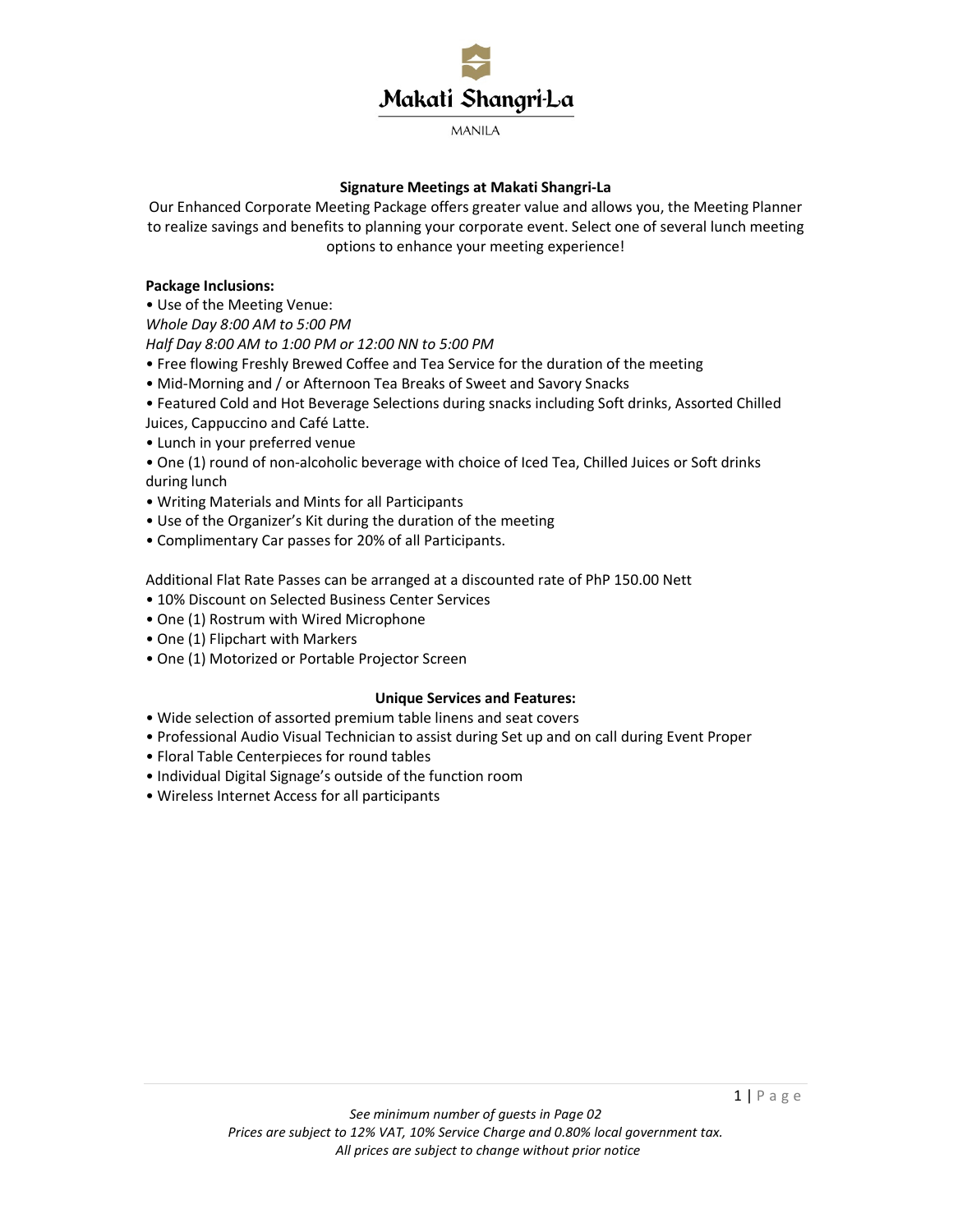Makati Shangri-La

MANILA

## Signature Meetings at Makati Shangri-La

Our Enhanced Corporate Meeting Package offers greater value and allows you, the Meeting Planner to realize savings and benefits to planning your corporate event. Select one of several lunch meeting options to enhance your meeting experience!

**Package Inclusions:**

• Use of the Meeting Venue:
*Whole Day 8:00 AM to 5:00 PM*
*Half Day 8:00 AM to 1:00 PM or 12:00 NN to 5:00 PM*

• Free flowing Freshly Brewed Coffee and Tea Service for the duration of the meeting

• Mid-Morning and / or Afternoon Tea Breaks of Sweet and Savory Snacks

• Featured Cold and Hot Beverage Selections during snacks including Soft drinks, Assorted Chilled Juices, Cappuccino and Café Latte.

• Lunch in your preferred venue

• One (1) round of non-alcoholic beverage with choice of Iced Tea, Chilled Juices or Soft drinks during lunch

• Writing Materials and Mints for all Participants

• Use of the Organizer's Kit during the duration of the meeting

• Complimentary Car passes for 20% of all Participants.

Additional Flat Rate Passes can be arranged at a discounted rate of PhP 150.00 Nett

• 10% Discount on Selected Business Center Services

• One (1) Rostrum with Wired Microphone

• One (1) Flipchart with Markers

• One (1) Motorized or Portable Projector Screen

### Unique Services and Features:

• Wide selection of assorted premium table linens and seat covers

• Professional Audio Visual Technician to assist during Set up and on call during Event Proper

• Floral Table Centerpieces for round tables

• Individual Digital Signage's outside of the function room

• Wireless Internet Access for all participants

*See minimum number of guests in Page 02*
*Prices are subject to 12% VAT, 10% Service Charge and 0.80% local government tax.*
*All prices are subject to change without prior notice*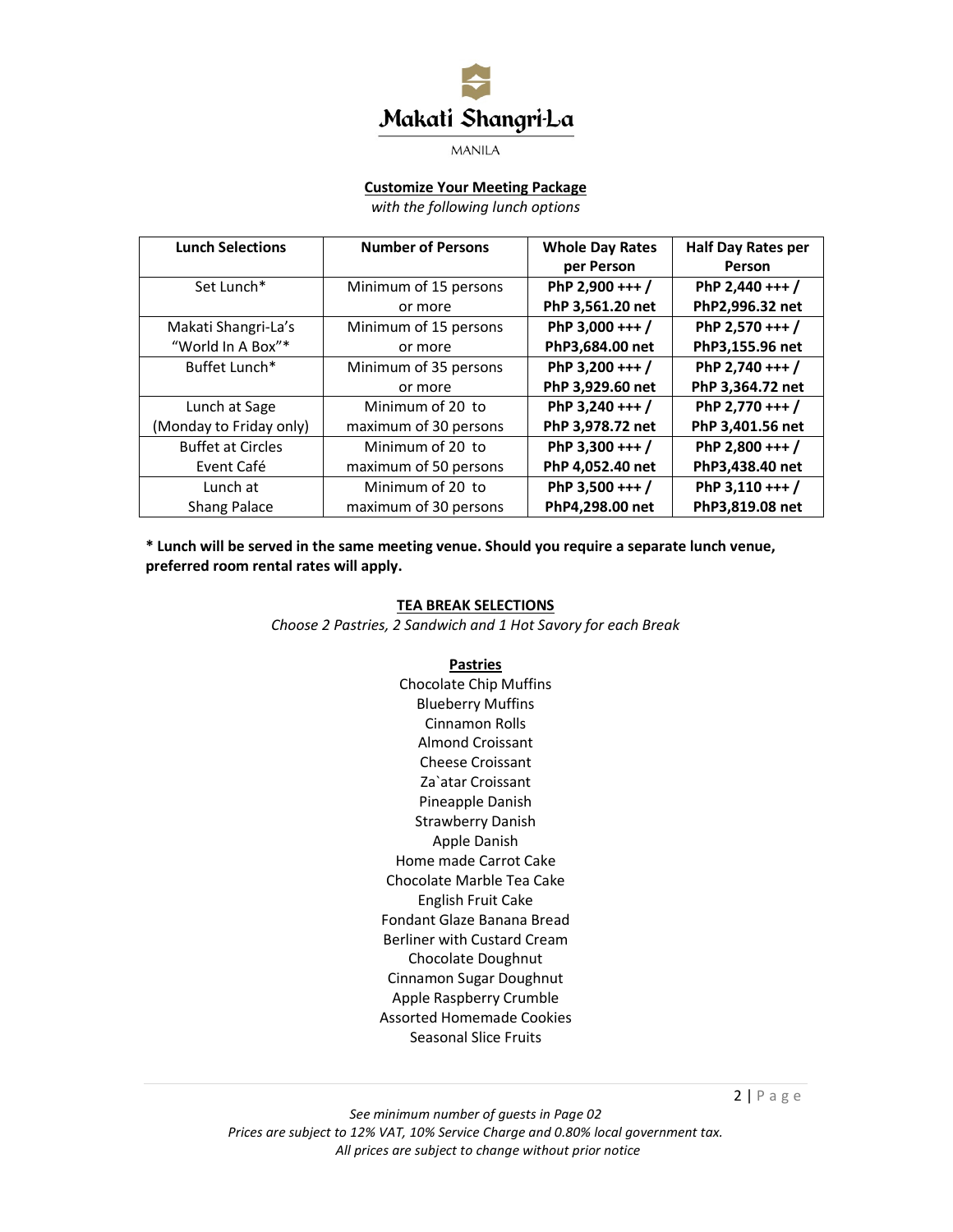Makati Shangri-La

MANILA

## Customize Your Meeting Package

*with the following lunch options*

| Lunch Selections | Number of Persons | Whole Day Rates per Person | Half Day Rates per Person |
|---|---|---|---|
| Set Lunch* | Minimum of 15 persons or more | **PhP 2,900 +++ / PhP 3,561.20 net** | **PhP 2,440 +++ / PhP2,996.32 net** |
| Makati Shangri-La's "World In A Box"* | Minimum of 15 persons or more | **PhP 3,000 +++ / PhP3,684.00 net** | **PhP 2,570 +++ / PhP3,155.96 net** |
| Buffet Lunch* | Minimum of 35 persons or more | **PhP 3,200 +++ / PhP 3,929.60 net** | **PhP 2,740 +++ / PhP 3,364.72 net** |
| Lunch at Sage (Monday to Friday only) | Minimum of 20 to maximum of 30 persons | **PhP 3,240 +++ / PhP 3,978.72 net** | **PhP 2,770 +++ / PhP 3,401.56 net** |
| Buffet at Circles Event Café | Minimum of 20 to maximum of 50 persons | **PhP 3,300 +++ / PhP 4,052.40 net** | **PhP 2,800 +++ / PhP3,438.40 net** |
| Lunch at Shang Palace | Minimum of 20 to maximum of 30 persons | **PhP 3,500 +++ / PhP4,298.00 net** | **PhP 3,110 +++ / PhP3,819.08 net** |

**\* Lunch will be served in the same meeting venue. Should you require a separate lunch venue, preferred room rental rates will apply.**

## TEA BREAK SELECTIONS

*Choose 2 Pastries, 2 Sandwich and 1 Hot Savory for each Break*

### Pastries

Chocolate Chip Muffins
Blueberry Muffins
Cinnamon Rolls
Almond Croissant
Cheese Croissant
Za`atar Croissant
Pineapple Danish
Strawberry Danish
Apple Danish
Home made Carrot Cake
Chocolate Marble Tea Cake
English Fruit Cake
Fondant Glaze Banana Bread
Berliner with Custard Cream
Chocolate Doughnut
Cinnamon Sugar Doughnut
Apple Raspberry Crumble
Assorted Homemade Cookies
Seasonal Slice Fruits

*See minimum number of guests in Page 02*
*Prices are subject to 12% VAT, 10% Service Charge and 0.80% local government tax.*
*All prices are subject to change without prior notice*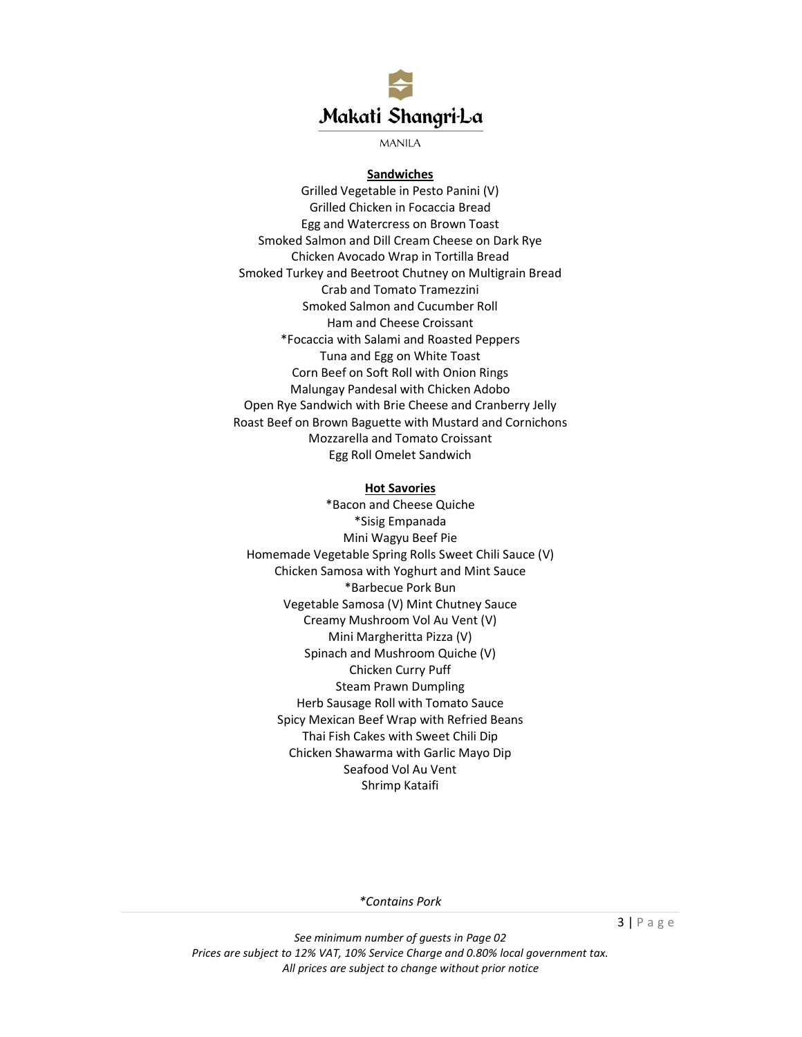## Sandwiches

Grilled Vegetable in Pesto Panini (V)
Grilled Chicken in Focaccia Bread
Egg and Watercress on Brown Toast
Smoked Salmon and Dill Cream Cheese on Dark Rye
Chicken Avocado Wrap in Tortilla Bread
Smoked Turkey and Beetroot Chutney on Multigrain Bread
Crab and Tomato Tramezzini
Smoked Salmon and Cucumber Roll
Ham and Cheese Croissant
*Focaccia with Salami and Roasted Peppers
Tuna and Egg on White Toast
Corn Beef on Soft Roll with Onion Rings
Malungay Pandesal with Chicken Adobo
Open Rye Sandwich with Brie Cheese and Cranberry Jelly
Roast Beef on Brown Baguette with Mustard and Cornichons
Mozzarella and Tomato Croissant
Egg Roll Omelet Sandwich

## Hot Savories

*Bacon and Cheese Quiche
*Sisig Empanada
Mini Wagyu Beef Pie
Homemade Vegetable Spring Rolls Sweet Chili Sauce (V)
Chicken Samosa with Yoghurt and Mint Sauce
*Barbecue Pork Bun
Vegetable Samosa (V) Mint Chutney Sauce
Creamy Mushroom Vol Au Vent (V)
Mini Margheritta Pizza (V)
Spinach and Mushroom Quiche (V)
Chicken Curry Puff
Steam Prawn Dumpling
Herb Sausage Roll with Tomato Sauce
Spicy Mexican Beef Wrap with Refried Beans
Thai Fish Cakes with Sweet Chili Dip
Chicken Shawarma with Garlic Mayo Dip
Seafood Vol Au Vent
Shrimp Kataifi

*\*Contains Pork*

*See minimum number of guests in Page 02*
*Prices are subject to 12% VAT, 10% Service Charge and 0.80% local government tax.*
*All prices are subject to change without prior notice*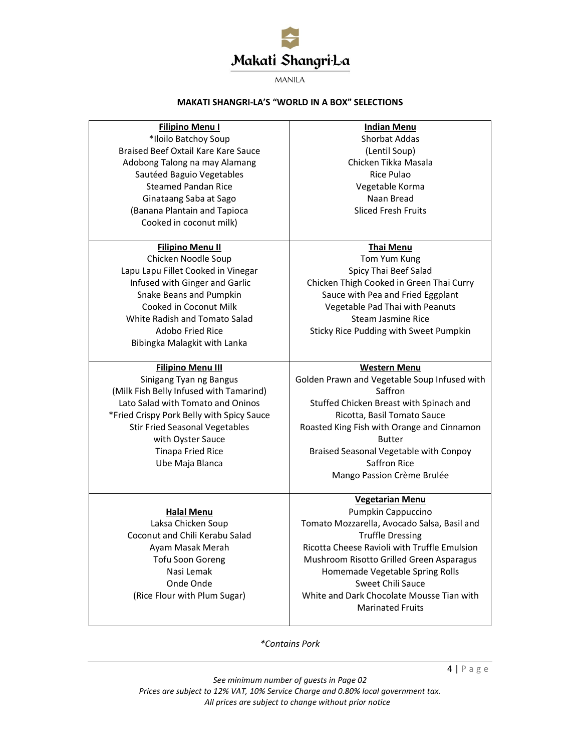Makati Shangri-La

MANILA

**MAKATI SHANGRI-LA'S "WORLD IN A BOX" SELECTIONS**

| **Filipino Menu I** | **Indian Menu** |
|---|---|
| *Iloilo Batchoy Soup<br>Braised Beef Oxtail Kare Kare Sauce<br>Adobong Talong na may Alamang<br>Sautéed Baguio Vegetables<br>Steamed Pandan Rice<br>Ginataang Saba at Sago<br>(Banana Plantain and Tapioca Cooked in coconut milk) | Shorbat Addas<br>(Lentil Soup)<br>Chicken Tikka Masala<br>Rice Pulao<br>Vegetable Korma<br>Naan Bread<br>Sliced Fresh Fruits |
| **Filipino Menu II**<br>Chicken Noodle Soup<br>Lapu Lapu Fillet Cooked in Vinegar Infused with Ginger and Garlic<br>Snake Beans and Pumpkin Cooked in Coconut Milk<br>White Radish and Tomato Salad<br>Adobo Fried Rice<br>Bibingka Malagkit with Lanka | **Thai Menu**<br>Tom Yum Kung<br>Spicy Thai Beef Salad<br>Chicken Thigh Cooked in Green Thai Curry Sauce with Pea and Fried Eggplant<br>Vegetable Pad Thai with Peanuts<br>Steam Jasmine Rice<br>Sticky Rice Pudding with Sweet Pumpkin |
| **Filipino Menu III**<br>Sinigang Tyan ng Bangus<br>(Milk Fish Belly Infused with Tamarind)<br>Lato Salad with Tomato and Oninos<br>*Fried Crispy Pork Belly with Spicy Sauce<br>Stir Fried Seasonal Vegetables with Oyster Sauce<br>Tinapa Fried Rice<br>Ube Maja Blanca | **Western Menu**<br>Golden Prawn and Vegetable Soup Infused with Saffron<br>Stuffed Chicken Breast with Spinach and Ricotta, Basil Tomato Sauce<br>Roasted King Fish with Orange and Cinnamon Butter<br>Braised Seasonal Vegetable with Conpoy<br>Saffron Rice<br>Mango Passion Crème Brulée |
| **Halal Menu**<br>Laksa Chicken Soup<br>Coconut and Chili Kerabu Salad<br>Ayam Masak Merah<br>Tofu Soon Goreng<br>Nasi Lemak<br>Onde Onde<br>(Rice Flour with Plum Sugar) | **Vegetarian Menu**<br>Pumpkin Cappuccino<br>Tomato Mozzarella, Avocado Salsa, Basil and Truffle Dressing<br>Ricotta Cheese Ravioli with Truffle Emulsion<br>Mushroom Risotto Grilled Green Asparagus<br>Homemade Vegetable Spring Rolls<br>Sweet Chili Sauce<br>White and Dark Chocolate Mousse Tian with Marinated Fruits |

*\*Contains Pork*

*See minimum number of guests in Page 02*
*Prices are subject to 12% VAT, 10% Service Charge and 0.80% local government tax.*
*All prices are subject to change without prior notice*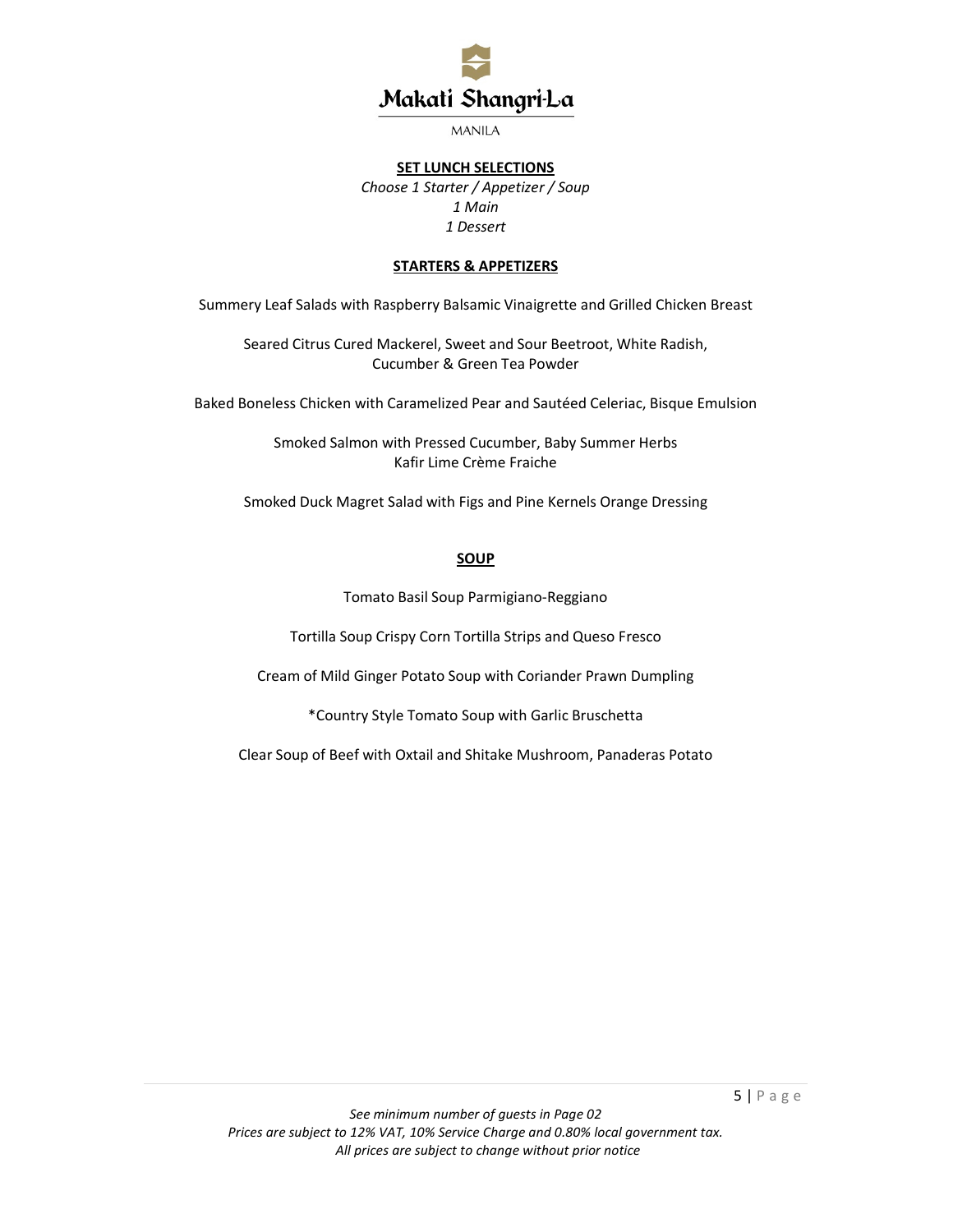# SET LUNCH SELECTIONS

*Choose 1 Starter / Appetizer / Soup*
*1 Main*
*1 Dessert*

## STARTERS & APPETIZERS

Summery Leaf Salads with Raspberry Balsamic Vinaigrette and Grilled Chicken Breast

Seared Citrus Cured Mackerel, Sweet and Sour Beetroot, White Radish, Cucumber & Green Tea Powder

Baked Boneless Chicken with Caramelized Pear and Sautéed Celeriac, Bisque Emulsion

Smoked Salmon with Pressed Cucumber, Baby Summer Herbs
Kafir Lime Crème Fraiche

Smoked Duck Magret Salad with Figs and Pine Kernels Orange Dressing

## SOUP

Tomato Basil Soup Parmigiano-Reggiano

Tortilla Soup Crispy Corn Tortilla Strips and Queso Fresco

Cream of Mild Ginger Potato Soup with Coriander Prawn Dumpling

*Country Style Tomato Soup with Garlic Bruschetta

Clear Soup of Beef with Oxtail and Shitake Mushroom, Panaderas Potato

*See minimum number of guests in Page 02*
*Prices are subject to 12% VAT, 10% Service Charge and 0.80% local government tax.*
*All prices are subject to change without prior notice*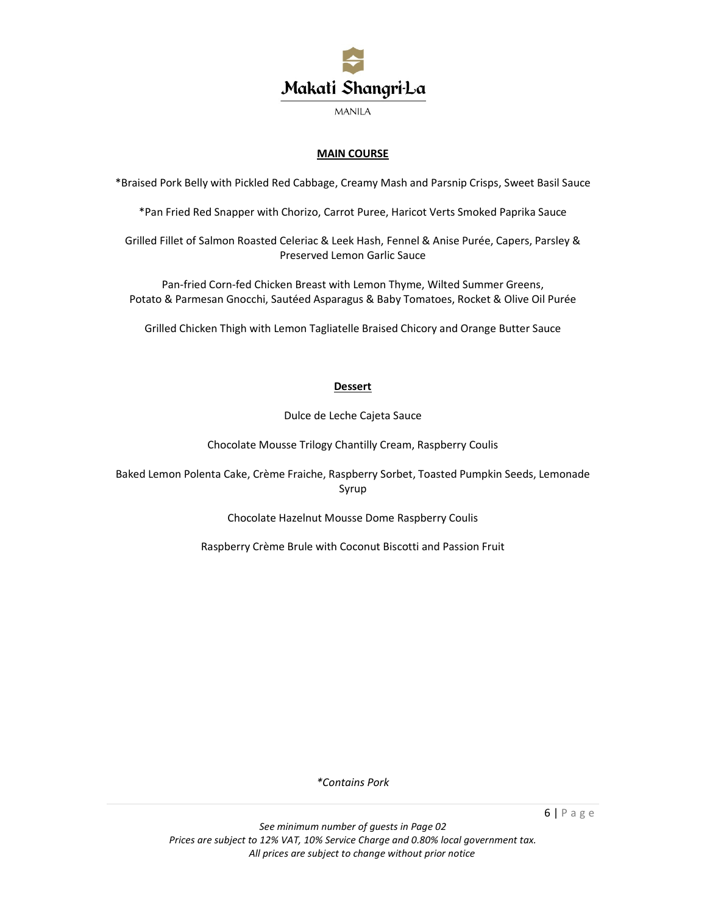## MAIN COURSE

*Braised Pork Belly with Pickled Red Cabbage, Creamy Mash and Parsnip Crisps, Sweet Basil Sauce

*Pan Fried Red Snapper with Chorizo, Carrot Puree, Haricot Verts Smoked Paprika Sauce

Grilled Fillet of Salmon Roasted Celeriac & Leek Hash, Fennel & Anise Purée, Capers, Parsley & Preserved Lemon Garlic Sauce

Pan-fried Corn-fed Chicken Breast with Lemon Thyme, Wilted Summer Greens, Potato & Parmesan Gnocchi, Sautéed Asparagus & Baby Tomatoes, Rocket & Olive Oil Purée

Grilled Chicken Thigh with Lemon Tagliatelle Braised Chicory and Orange Butter Sauce

## Dessert

Dulce de Leche Cajeta Sauce

Chocolate Mousse Trilogy Chantilly Cream, Raspberry Coulis

Baked Lemon Polenta Cake, Crème Fraiche, Raspberry Sorbet, Toasted Pumpkin Seeds, Lemonade Syrup

Chocolate Hazelnut Mousse Dome Raspberry Coulis

Raspberry Crème Brule with Coconut Biscotti and Passion Fruit

*\*Contains Pork*

*See minimum number of guests in Page 02*
*Prices are subject to 12% VAT, 10% Service Charge and 0.80% local government tax.*
*All prices are subject to change without prior notice*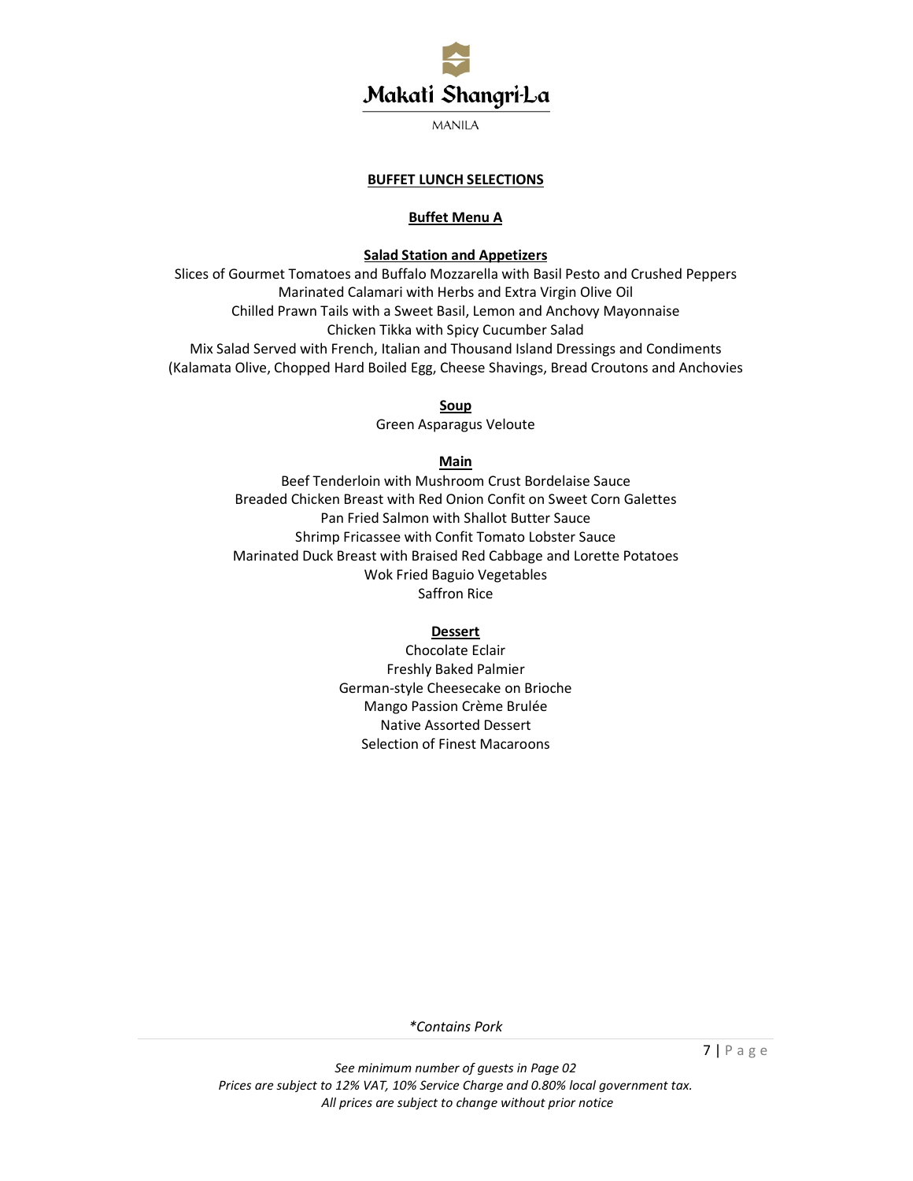## BUFFET LUNCH SELECTIONS

### Buffet Menu A

**Salad Station and Appetizers**

Slices of Gourmet Tomatoes and Buffalo Mozzarella with Basil Pesto and Crushed Peppers
Marinated Calamari with Herbs and Extra Virgin Olive Oil
Chilled Prawn Tails with a Sweet Basil, Lemon and Anchovy Mayonnaise
Chicken Tikka with Spicy Cucumber Salad
Mix Salad Served with French, Italian and Thousand Island Dressings and Condiments
(Kalamata Olive, Chopped Hard Boiled Egg, Cheese Shavings, Bread Croutons and Anchovies

**Soup**

Green Asparagus Veloute

**Main**

Beef Tenderloin with Mushroom Crust Bordelaise Sauce
Breaded Chicken Breast with Red Onion Confit on Sweet Corn Galettes
Pan Fried Salmon with Shallot Butter Sauce
Shrimp Fricassee with Confit Tomato Lobster Sauce
Marinated Duck Breast with Braised Red Cabbage and Lorette Potatoes
Wok Fried Baguio Vegetables
Saffron Rice

**Dessert**

Chocolate Eclair
Freshly Baked Palmier
German-style Cheesecake on Brioche
Mango Passion Crème Brulée
Native Assorted Dessert
Selection of Finest Macaroons

*\*Contains Pork*

*See minimum number of guests in Page 02*
*Prices are subject to 12% VAT, 10% Service Charge and 0.80% local government tax.*
*All prices are subject to change without prior notice*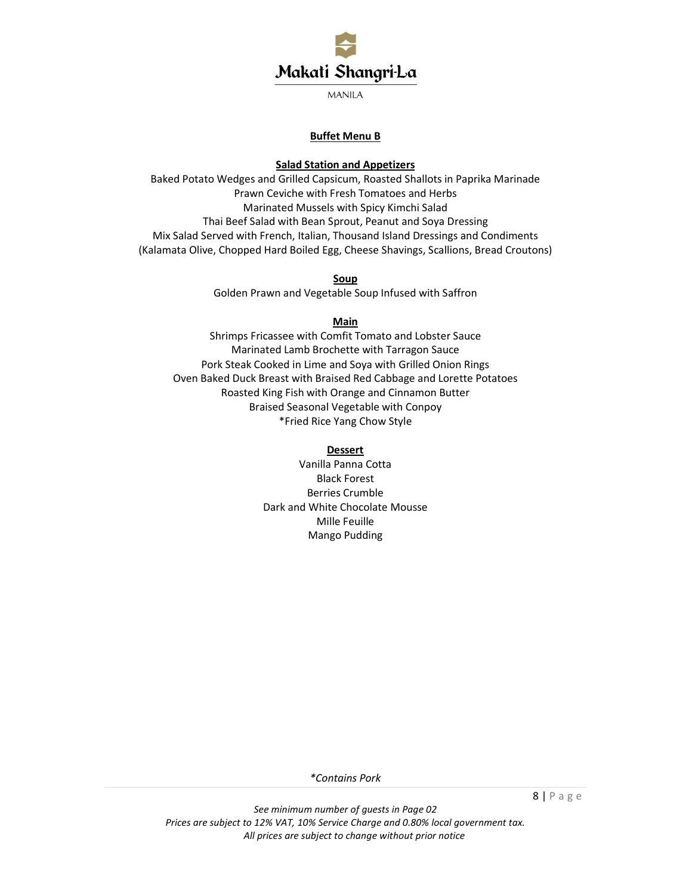## Buffet Menu B

### Salad Station and Appetizers

Baked Potato Wedges and Grilled Capsicum, Roasted Shallots in Paprika Marinade
Prawn Ceviche with Fresh Tomatoes and Herbs
Marinated Mussels with Spicy Kimchi Salad
Thai Beef Salad with Bean Sprout, Peanut and Soya Dressing
Mix Salad Served with French, Italian, Thousand Island Dressings and Condiments
(Kalamata Olive, Chopped Hard Boiled Egg, Cheese Shavings, Scallions, Bread Croutons)

### Soup

Golden Prawn and Vegetable Soup Infused with Saffron

### Main

Shrimps Fricassee with Comfit Tomato and Lobster Sauce
Marinated Lamb Brochette with Tarragon Sauce
Pork Steak Cooked in Lime and Soya with Grilled Onion Rings
Oven Baked Duck Breast with Braised Red Cabbage and Lorette Potatoes
Roasted King Fish with Orange and Cinnamon Butter
Braised Seasonal Vegetable with Conpoy
*Fried Rice Yang Chow Style

### Dessert

Vanilla Panna Cotta
Black Forest
Berries Crumble
Dark and White Chocolate Mousse
Mille Feuille
Mango Pudding

*\*Contains Pork*

*See minimum number of guests in Page 02*
*Prices are subject to 12% VAT, 10% Service Charge and 0.80% local government tax.*
*All prices are subject to change without prior notice*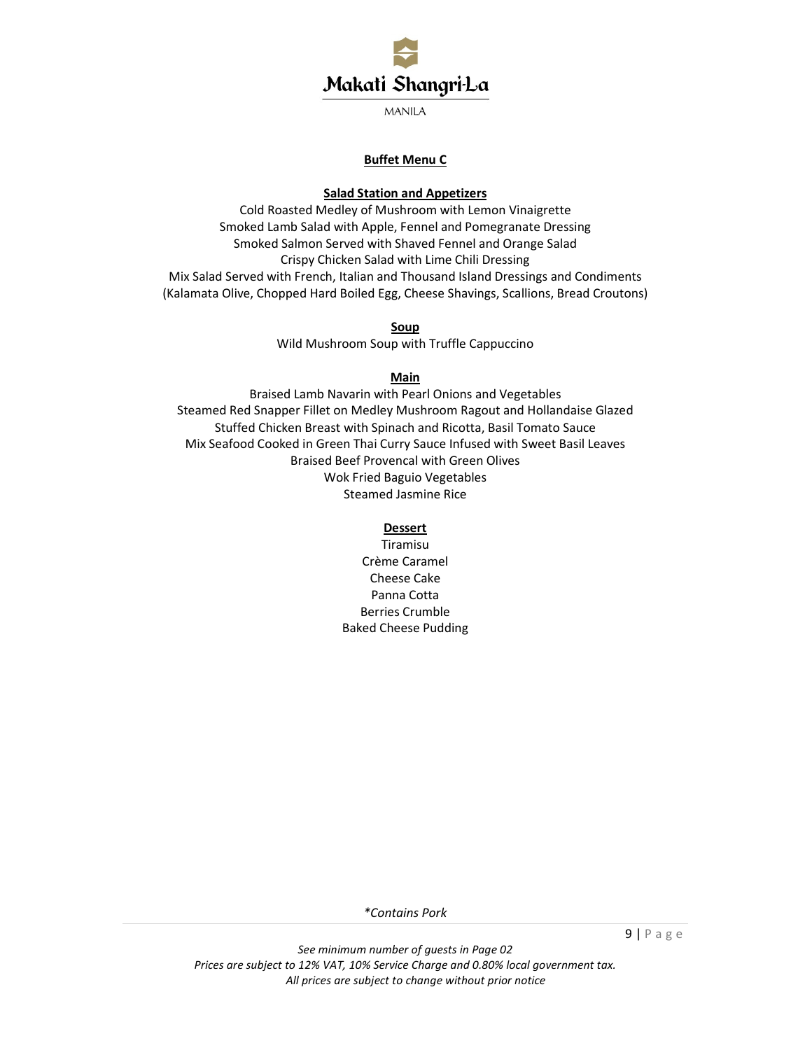## Buffet Menu C

### Salad Station and Appetizers

Cold Roasted Medley of Mushroom with Lemon Vinaigrette
Smoked Lamb Salad with Apple, Fennel and Pomegranate Dressing
Smoked Salmon Served with Shaved Fennel and Orange Salad
Crispy Chicken Salad with Lime Chili Dressing
Mix Salad Served with French, Italian and Thousand Island Dressings and Condiments
(Kalamata Olive, Chopped Hard Boiled Egg, Cheese Shavings, Scallions, Bread Croutons)

### Soup

Wild Mushroom Soup with Truffle Cappuccino

### Main

Braised Lamb Navarin with Pearl Onions and Vegetables
Steamed Red Snapper Fillet on Medley Mushroom Ragout and Hollandaise Glazed
Stuffed Chicken Breast with Spinach and Ricotta, Basil Tomato Sauce
Mix Seafood Cooked in Green Thai Curry Sauce Infused with Sweet Basil Leaves
Braised Beef Provencal with Green Olives
Wok Fried Baguio Vegetables
Steamed Jasmine Rice

### Dessert

Tiramisu
Crème Caramel
Cheese Cake
Panna Cotta
Berries Crumble
Baked Cheese Pudding

*\*Contains Pork*

*See minimum number of guests in Page 02*
*Prices are subject to 12% VAT, 10% Service Charge and 0.80% local government tax.*
*All prices are subject to change without prior notice*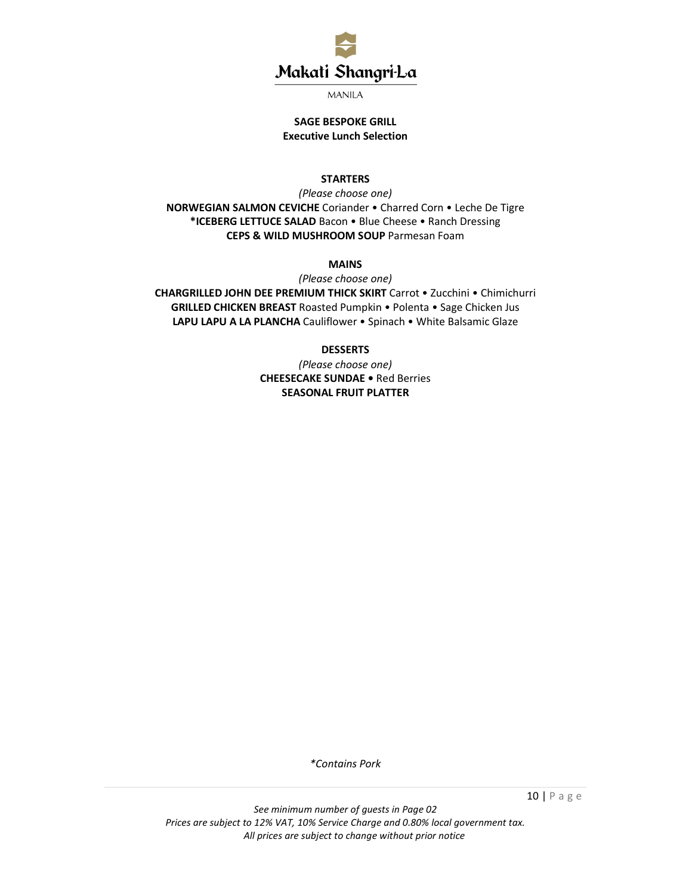# Makati Shangri-La

MANILA

## SAGE BESPOKE GRILL
### Executive Lunch Selection

**STARTERS**

*(Please choose one)*

**NORWEGIAN SALMON CEVICHE** Coriander • Charred Corn • Leche De Tigre
**\*ICEBERG LETTUCE SALAD** Bacon • Blue Cheese • Ranch Dressing
**CEPS & WILD MUSHROOM SOUP** Parmesan Foam

**MAINS**

*(Please choose one)*

**CHARGRILLED JOHN DEE PREMIUM THICK SKIRT** Carrot • Zucchini • Chimichurri
**GRILLED CHICKEN BREAST** Roasted Pumpkin • Polenta • Sage Chicken Jus
**LAPU LAPU A LA PLANCHA** Cauliflower • Spinach • White Balsamic Glaze

**DESSERTS**

*(Please choose one)*

**CHEESECAKE SUNDAE •** Red Berries
**SEASONAL FRUIT PLATTER**

*\*Contains Pork*

*See minimum number of guests in Page 02*
*Prices are subject to 12% VAT, 10% Service Charge and 0.80% local government tax.*
*All prices are subject to change without prior notice*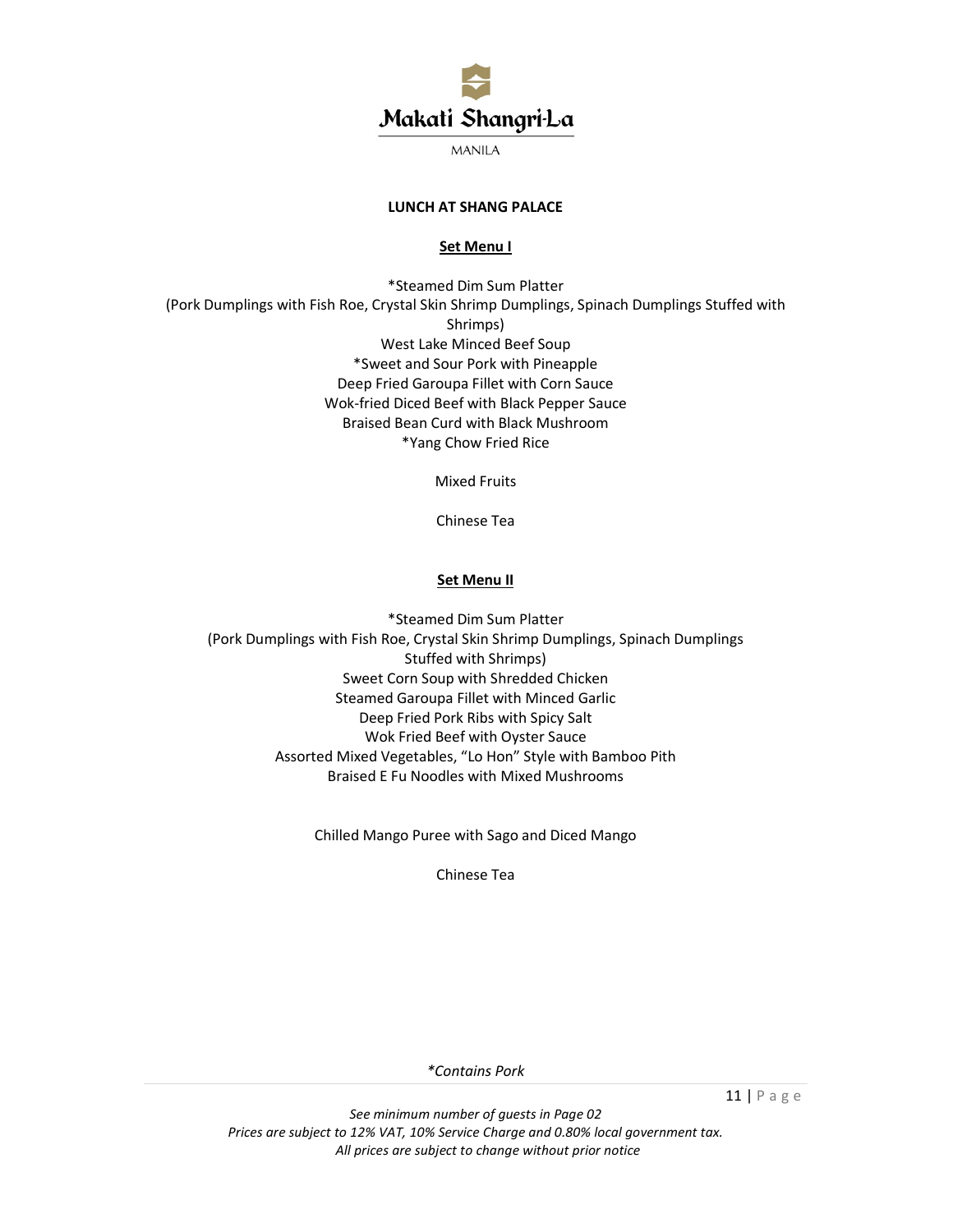Makati Shangri-La

MANILA

**LUNCH AT SHANG PALACE**

## Set Menu I

*Steamed Dim Sum Platter  
(Pork Dumplings with Fish Roe, Crystal Skin Shrimp Dumplings, Spinach Dumplings Stuffed with Shrimps)  
West Lake Minced Beef Soup  
*Sweet and Sour Pork with Pineapple  
Deep Fried Garoupa Fillet with Corn Sauce  
Wok-fried Diced Beef with Black Pepper Sauce  
Braised Bean Curd with Black Mushroom  
*Yang Chow Fried Rice

Mixed Fruits

Chinese Tea

## Set Menu II

*Steamed Dim Sum Platter  
(Pork Dumplings with Fish Roe, Crystal Skin Shrimp Dumplings, Spinach Dumplings Stuffed with Shrimps)  
Sweet Corn Soup with Shredded Chicken  
Steamed Garoupa Fillet with Minced Garlic  
Deep Fried Pork Ribs with Spicy Salt  
Wok Fried Beef with Oyster Sauce  
Assorted Mixed Vegetables, "Lo Hon" Style with Bamboo Pith  
Braised E Fu Noodles with Mixed Mushrooms

Chilled Mango Puree with Sago and Diced Mango

Chinese Tea

*\*Contains Pork*

*See minimum number of guests in Page 02*  
*Prices are subject to 12% VAT, 10% Service Charge and 0.80% local government tax.*  
*All prices are subject to change without prior notice*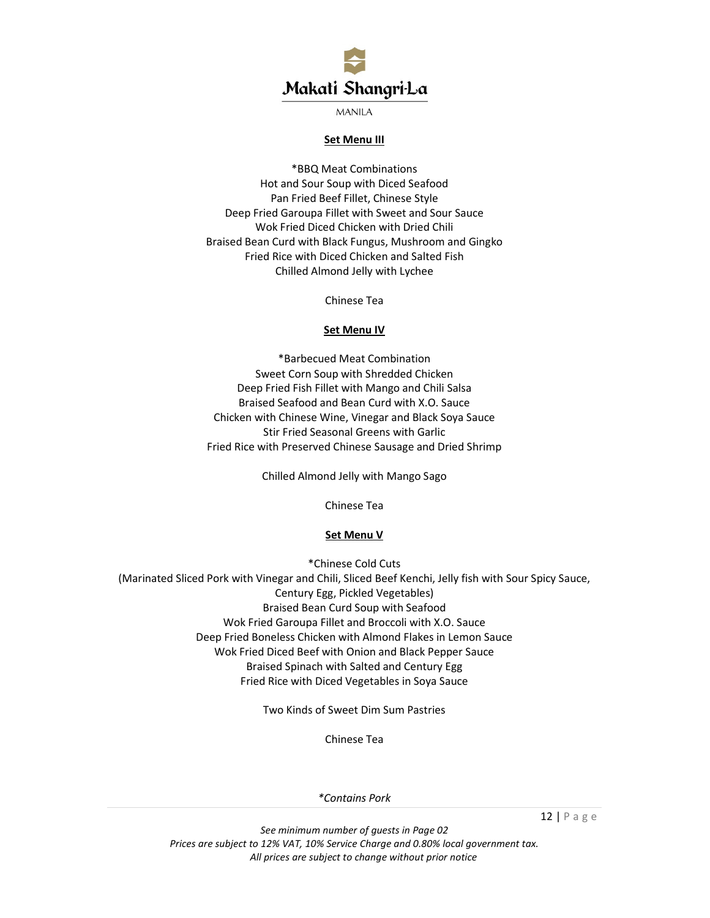## Set Menu III

*BBQ Meat Combinations
Hot and Sour Soup with Diced Seafood
Pan Fried Beef Fillet, Chinese Style
Deep Fried Garoupa Fillet with Sweet and Sour Sauce
Wok Fried Diced Chicken with Dried Chili
Braised Bean Curd with Black Fungus, Mushroom and Gingko
Fried Rice with Diced Chicken and Salted Fish
Chilled Almond Jelly with Lychee

Chinese Tea

## Set Menu IV

*Barbecued Meat Combination
Sweet Corn Soup with Shredded Chicken
Deep Fried Fish Fillet with Mango and Chili Salsa
Braised Seafood and Bean Curd with X.O. Sauce
Chicken with Chinese Wine, Vinegar and Black Soya Sauce
Stir Fried Seasonal Greens with Garlic
Fried Rice with Preserved Chinese Sausage and Dried Shrimp

Chilled Almond Jelly with Mango Sago

Chinese Tea

## Set Menu V

*Chinese Cold Cuts
(Marinated Sliced Pork with Vinegar and Chili, Sliced Beef Kenchi, Jelly fish with Sour Spicy Sauce, Century Egg, Pickled Vegetables)
Braised Bean Curd Soup with Seafood
Wok Fried Garoupa Fillet and Broccoli with X.O. Sauce
Deep Fried Boneless Chicken with Almond Flakes in Lemon Sauce
Wok Fried Diced Beef with Onion and Black Pepper Sauce
Braised Spinach with Salted and Century Egg
Fried Rice with Diced Vegetables in Soya Sauce

Two Kinds of Sweet Dim Sum Pastries

Chinese Tea

*\*Contains Pork*

*See minimum number of guests in Page 02*
*Prices are subject to 12% VAT, 10% Service Charge and 0.80% local government tax.*
*All prices are subject to change without prior notice*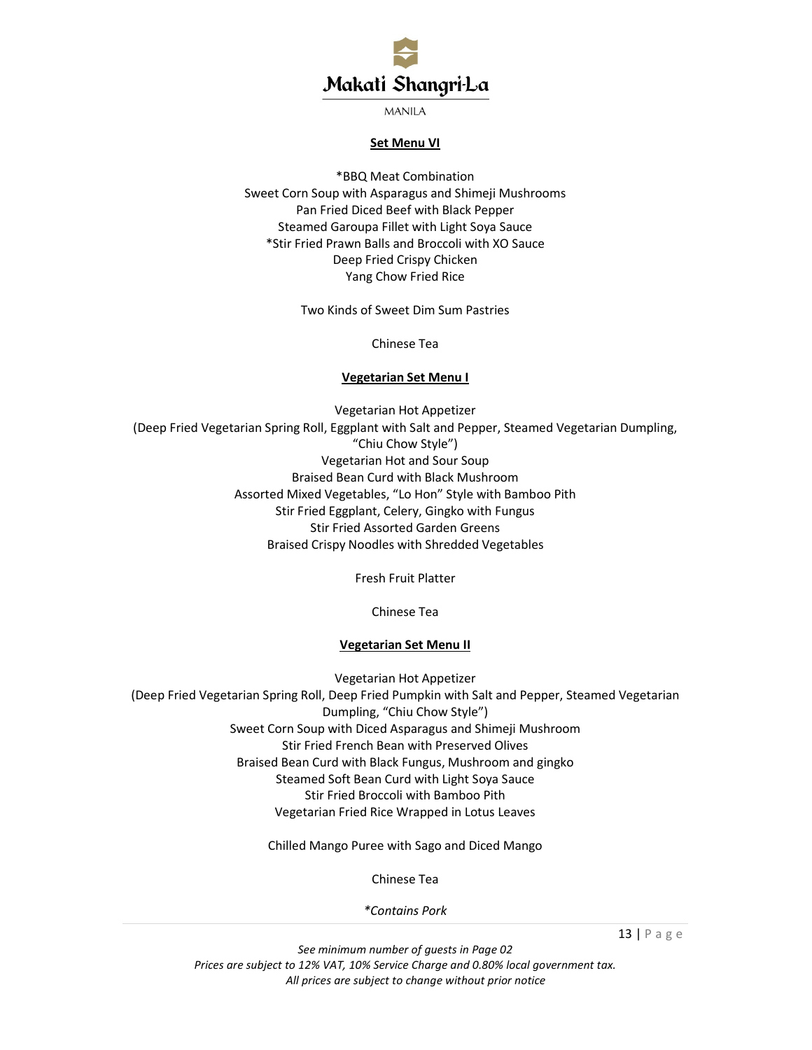Makati Shangri-La

MANILA

## Set Menu VI

*BBQ Meat Combination
Sweet Corn Soup with Asparagus and Shimeji Mushrooms
Pan Fried Diced Beef with Black Pepper
Steamed Garoupa Fillet with Light Soya Sauce
*Stir Fried Prawn Balls and Broccoli with XO Sauce
Deep Fried Crispy Chicken
Yang Chow Fried Rice

Two Kinds of Sweet Dim Sum Pastries

Chinese Tea

## Vegetarian Set Menu I

Vegetarian Hot Appetizer
(Deep Fried Vegetarian Spring Roll, Eggplant with Salt and Pepper, Steamed Vegetarian Dumpling, "Chiu Chow Style")
Vegetarian Hot and Sour Soup
Braised Bean Curd with Black Mushroom
Assorted Mixed Vegetables, "Lo Hon" Style with Bamboo Pith
Stir Fried Eggplant, Celery, Gingko with Fungus
Stir Fried Assorted Garden Greens
Braised Crispy Noodles with Shredded Vegetables

Fresh Fruit Platter

Chinese Tea

## Vegetarian Set Menu II

Vegetarian Hot Appetizer
(Deep Fried Vegetarian Spring Roll, Deep Fried Pumpkin with Salt and Pepper, Steamed Vegetarian Dumpling, "Chiu Chow Style")
Sweet Corn Soup with Diced Asparagus and Shimeji Mushroom
Stir Fried French Bean with Preserved Olives
Braised Bean Curd with Black Fungus, Mushroom and gingko
Steamed Soft Bean Curd with Light Soya Sauce
Stir Fried Broccoli with Bamboo Pith
Vegetarian Fried Rice Wrapped in Lotus Leaves

Chilled Mango Puree with Sago and Diced Mango

Chinese Tea

*\*Contains Pork*

*See minimum number of guests in Page 02*
*Prices are subject to 12% VAT, 10% Service Charge and 0.80% local government tax.*
*All prices are subject to change without prior notice*